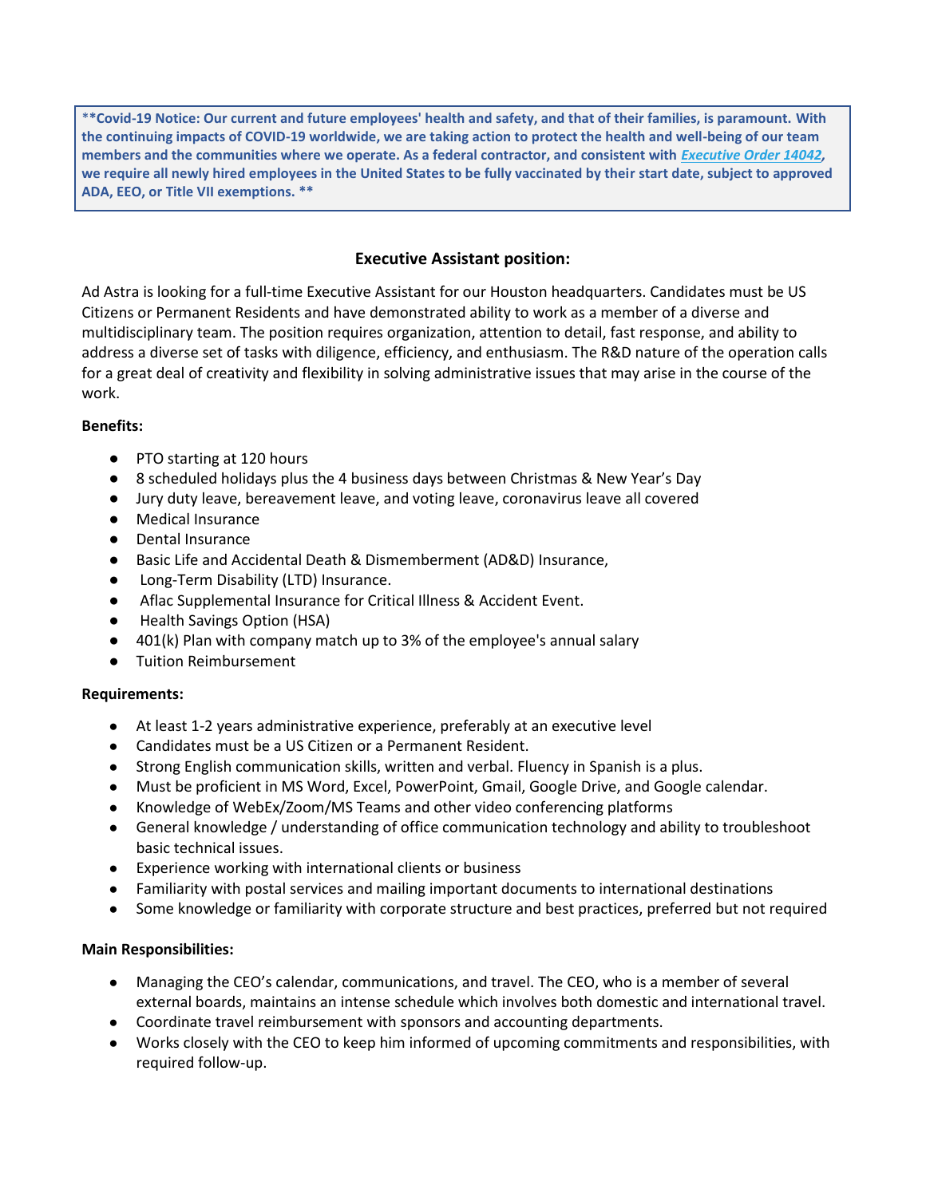**Covid-19 Notice: Our current and future employees' health and safety, and that of their families, is paramount. With the continuing impacts of COVID-19 worldwide, we are taking action to protect the health and well-being of our team members and the communities where we operate. As a federal contractor, and consistent with *Executive Order 14042*, we require all newly hired employees in the United States to be fully vaccinated by their start date, subject to approved ADA, EEO, or Title VII exemptions. **

## Executive Assistant position:

Ad Astra is looking for a full-time Executive Assistant for our Houston headquarters. Candidates must be US Citizens or Permanent Residents and have demonstrated ability to work as a member of a diverse and multidisciplinary team. The position requires organization, attention to detail, fast response, and ability to address a diverse set of tasks with diligence, efficiency, and enthusiasm. The R&D nature of the operation calls for a great deal of creativity and flexibility in solving administrative issues that may arise in the course of the work.

**Benefits:**

- PTO starting at 120 hours
- 8 scheduled holidays plus the 4 business days between Christmas & New Year's Day
- Jury duty leave, bereavement leave, and voting leave, coronavirus leave all covered
- Medical Insurance
- Dental Insurance
- Basic Life and Accidental Death & Dismemberment (AD&D) Insurance,
- Long-Term Disability (LTD) Insurance.
- Aflac Supplemental Insurance for Critical Illness & Accident Event.
- Health Savings Option (HSA)
- 401(k) Plan with company match up to 3% of the employee's annual salary
- Tuition Reimbursement

**Requirements:**

- At least 1-2 years administrative experience, preferably at an executive level
- Candidates must be a US Citizen or a Permanent Resident.
- Strong English communication skills, written and verbal. Fluency in Spanish is a plus.
- Must be proficient in MS Word, Excel, PowerPoint, Gmail, Google Drive, and Google calendar.
- Knowledge of WebEx/Zoom/MS Teams and other video conferencing platforms
- General knowledge / understanding of office communication technology and ability to troubleshoot basic technical issues.
- Experience working with international clients or business
- Familiarity with postal services and mailing important documents to international destinations
- Some knowledge or familiarity with corporate structure and best practices, preferred but not required

**Main Responsibilities:**

- Managing the CEO's calendar, communications, and travel. The CEO, who is a member of several external boards, maintains an intense schedule which involves both domestic and international travel.
- Coordinate travel reimbursement with sponsors and accounting departments.
- Works closely with the CEO to keep him informed of upcoming commitments and responsibilities, with required follow-up.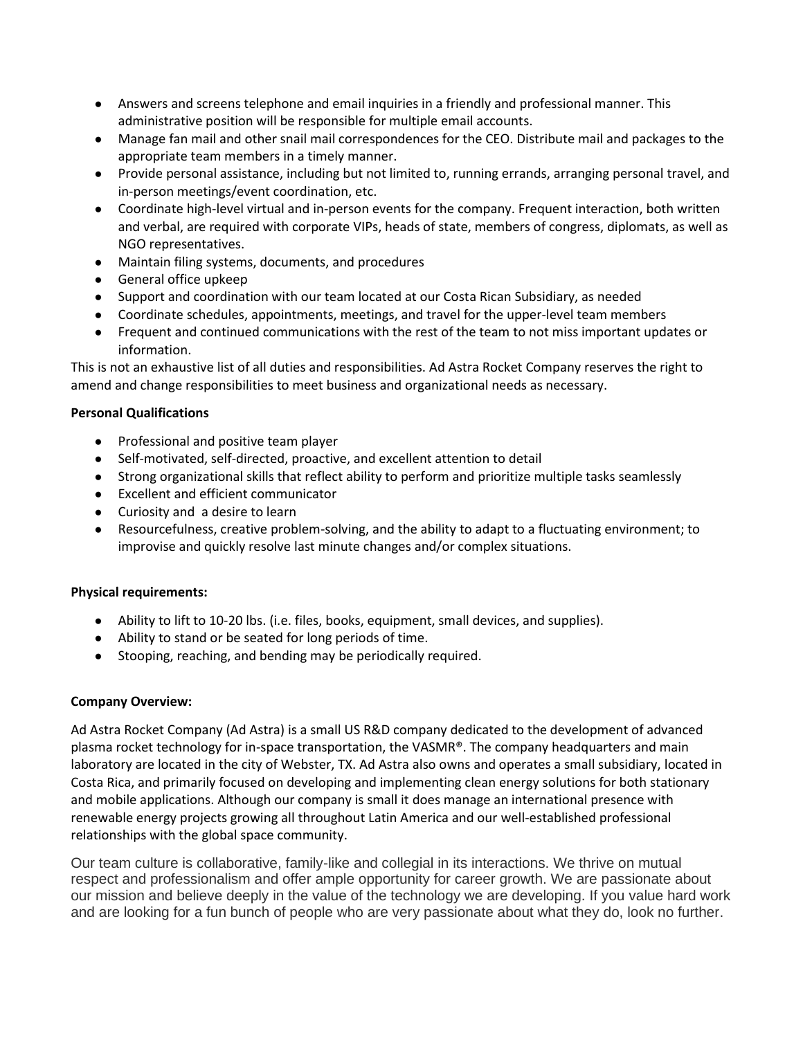- Answers and screens telephone and email inquiries in a friendly and professional manner. This administrative position will be responsible for multiple email accounts.
- Manage fan mail and other snail mail correspondences for the CEO. Distribute mail and packages to the appropriate team members in a timely manner.
- Provide personal assistance, including but not limited to, running errands, arranging personal travel, and in-person meetings/event coordination, etc.
- Coordinate high-level virtual and in-person events for the company. Frequent interaction, both written and verbal, are required with corporate VIPs, heads of state, members of congress, diplomats, as well as NGO representatives.
- Maintain filing systems, documents, and procedures
- General office upkeep
- Support and coordination with our team located at our Costa Rican Subsidiary, as needed
- Coordinate schedules, appointments, meetings, and travel for the upper-level team members
- Frequent and continued communications with the rest of the team to not miss important updates or information.

This is not an exhaustive list of all duties and responsibilities. Ad Astra Rocket Company reserves the right to amend and change responsibilities to meet business and organizational needs as necessary.

**Personal Qualifications**

- Professional and positive team player
- Self-motivated, self-directed, proactive, and excellent attention to detail
- Strong organizational skills that reflect ability to perform and prioritize multiple tasks seamlessly
- Excellent and efficient communicator
- Curiosity and a desire to learn
- Resourcefulness, creative problem-solving, and the ability to adapt to a fluctuating environment; to improvise and quickly resolve last minute changes and/or complex situations.

**Physical requirements:**

- Ability to lift to 10-20 lbs. (i.e. files, books, equipment, small devices, and supplies).
- Ability to stand or be seated for long periods of time.
- Stooping, reaching, and bending may be periodically required.

**Company Overview:**

Ad Astra Rocket Company (Ad Astra) is a small US R&D company dedicated to the development of advanced plasma rocket technology for in-space transportation, the VASMR®. The company headquarters and main laboratory are located in the city of Webster, TX. Ad Astra also owns and operates a small subsidiary, located in Costa Rica, and primarily focused on developing and implementing clean energy solutions for both stationary and mobile applications. Although our company is small it does manage an international presence with renewable energy projects growing all throughout Latin America and our well-established professional relationships with the global space community.

Our team culture is collaborative, family-like and collegial in its interactions. We thrive on mutual respect and professionalism and offer ample opportunity for career growth. We are passionate about our mission and believe deeply in the value of the technology we are developing. If you value hard work and are looking for a fun bunch of people who are very passionate about what they do, look no further.